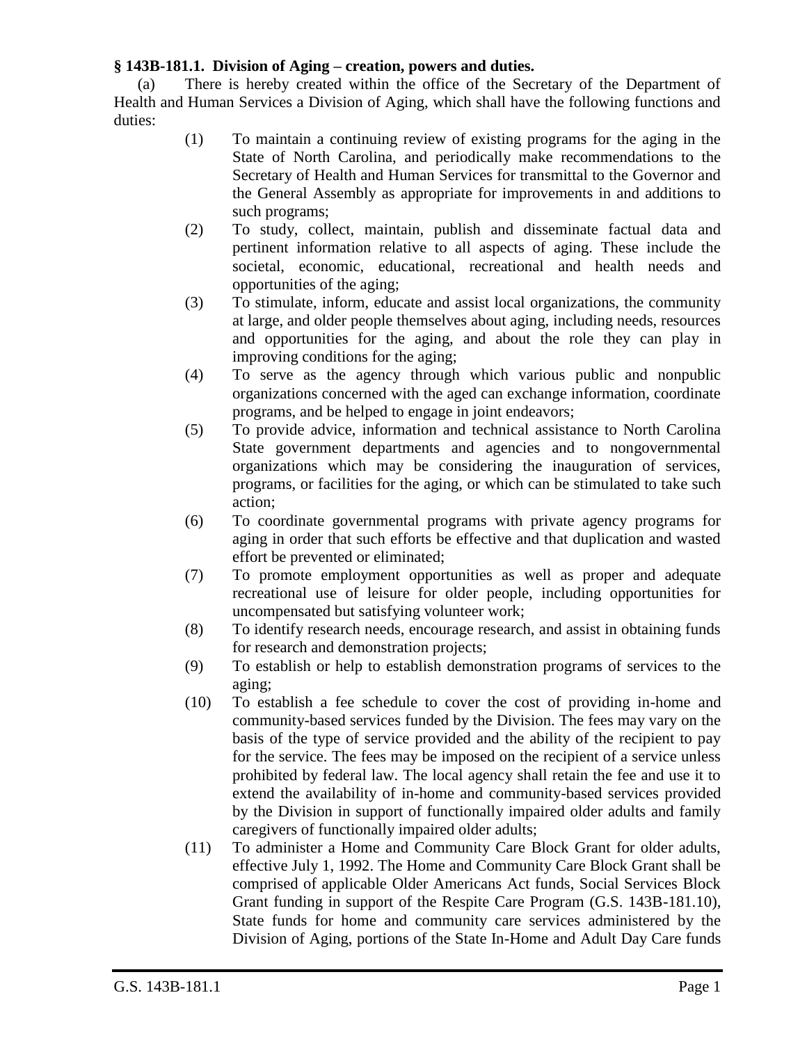**§ 143B-181.1. Division of Aging – creation, powers and duties.**

(a) There is hereby created within the office of the Secretary of the Department of Health and Human Services a Division of Aging, which shall have the following functions and duties:

(1) To maintain a continuing review of existing programs for the aging in the State of North Carolina, and periodically make recommendations to the Secretary of Health and Human Services for transmittal to the Governor and the General Assembly as appropriate for improvements in and additions to such programs;

(2) To study, collect, maintain, publish and disseminate factual data and pertinent information relative to all aspects of aging. These include the societal, economic, educational, recreational and health needs and opportunities of the aging;

(3) To stimulate, inform, educate and assist local organizations, the community at large, and older people themselves about aging, including needs, resources and opportunities for the aging, and about the role they can play in improving conditions for the aging;

(4) To serve as the agency through which various public and nonpublic organizations concerned with the aged can exchange information, coordinate programs, and be helped to engage in joint endeavors;

(5) To provide advice, information and technical assistance to North Carolina State government departments and agencies and to nongovernmental organizations which may be considering the inauguration of services, programs, or facilities for the aging, or which can be stimulated to take such action;

(6) To coordinate governmental programs with private agency programs for aging in order that such efforts be effective and that duplication and wasted effort be prevented or eliminated;

(7) To promote employment opportunities as well as proper and adequate recreational use of leisure for older people, including opportunities for uncompensated but satisfying volunteer work;

(8) To identify research needs, encourage research, and assist in obtaining funds for research and demonstration projects;

(9) To establish or help to establish demonstration programs of services to the aging;

(10) To establish a fee schedule to cover the cost of providing in-home and community-based services funded by the Division. The fees may vary on the basis of the type of service provided and the ability of the recipient to pay for the service. The fees may be imposed on the recipient of a service unless prohibited by federal law. The local agency shall retain the fee and use it to extend the availability of in-home and community-based services provided by the Division in support of functionally impaired older adults and family caregivers of functionally impaired older adults;

(11) To administer a Home and Community Care Block Grant for older adults, effective July 1, 1992. The Home and Community Care Block Grant shall be comprised of applicable Older Americans Act funds, Social Services Block Grant funding in support of the Respite Care Program (G.S. 143B-181.10), State funds for home and community care services administered by the Division of Aging, portions of the State In-Home and Adult Day Care funds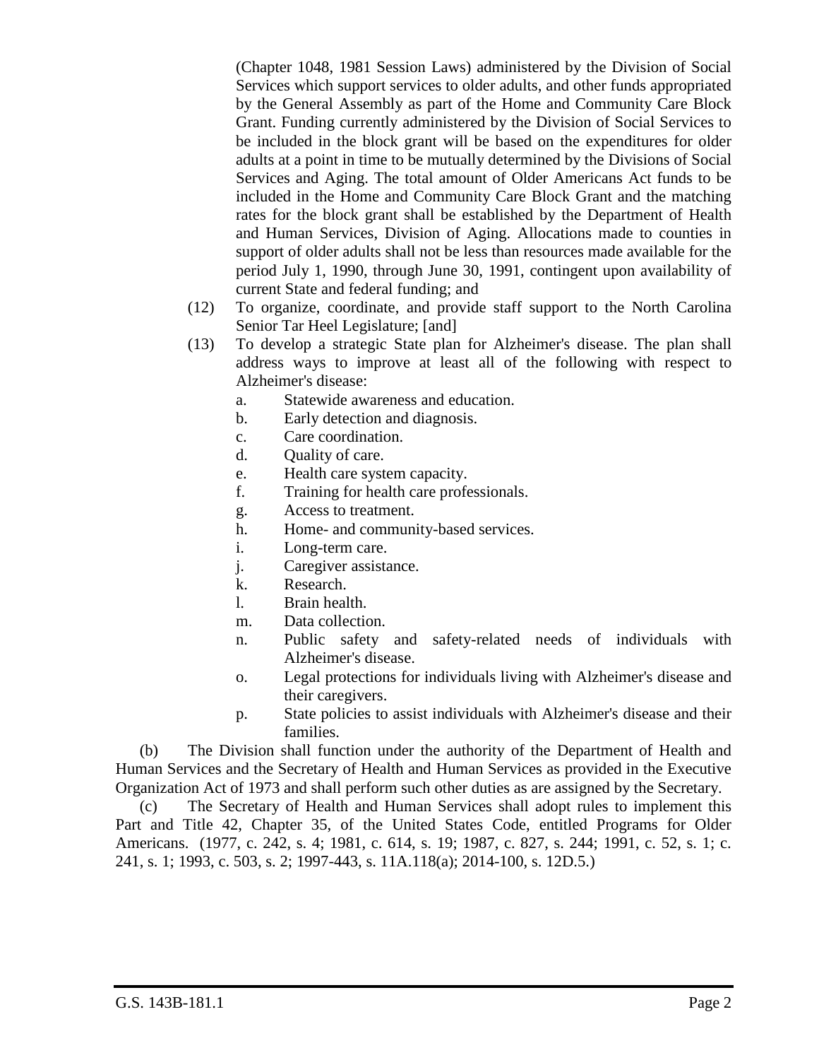(Chapter 1048, 1981 Session Laws) administered by the Division of Social Services which support services to older adults, and other funds appropriated by the General Assembly as part of the Home and Community Care Block Grant. Funding currently administered by the Division of Social Services to be included in the block grant will be based on the expenditures for older adults at a point in time to be mutually determined by the Divisions of Social Services and Aging. The total amount of Older Americans Act funds to be included in the Home and Community Care Block Grant and the matching rates for the block grant shall be established by the Department of Health and Human Services, Division of Aging. Allocations made to counties in support of older adults shall not be less than resources made available for the period July 1, 1990, through June 30, 1991, contingent upon availability of current State and federal funding; and

(12) To organize, coordinate, and provide staff support to the North Carolina Senior Tar Heel Legislature; [and]

(13) To develop a strategic State plan for Alzheimer's disease. The plan shall address ways to improve at least all of the following with respect to Alzheimer's disease:

a. Statewide awareness and education.
b. Early detection and diagnosis.
c. Care coordination.
d. Quality of care.
e. Health care system capacity.
f. Training for health care professionals.
g. Access to treatment.
h. Home- and community-based services.
i. Long-term care.
j. Caregiver assistance.
k. Research.
l. Brain health.
m. Data collection.
n. Public safety and safety-related needs of individuals with Alzheimer's disease.
o. Legal protections for individuals living with Alzheimer's disease and their caregivers.
p. State policies to assist individuals with Alzheimer's disease and their families.

(b) The Division shall function under the authority of the Department of Health and Human Services and the Secretary of Health and Human Services as provided in the Executive Organization Act of 1973 and shall perform such other duties as are assigned by the Secretary.

(c) The Secretary of Health and Human Services shall adopt rules to implement this Part and Title 42, Chapter 35, of the United States Code, entitled Programs for Older Americans. (1977, c. 242, s. 4; 1981, c. 614, s. 19; 1987, c. 827, s. 244; 1991, c. 52, s. 1; c. 241, s. 1; 1993, c. 503, s. 2; 1997-443, s. 11A.118(a); 2014-100, s. 12D.5.)